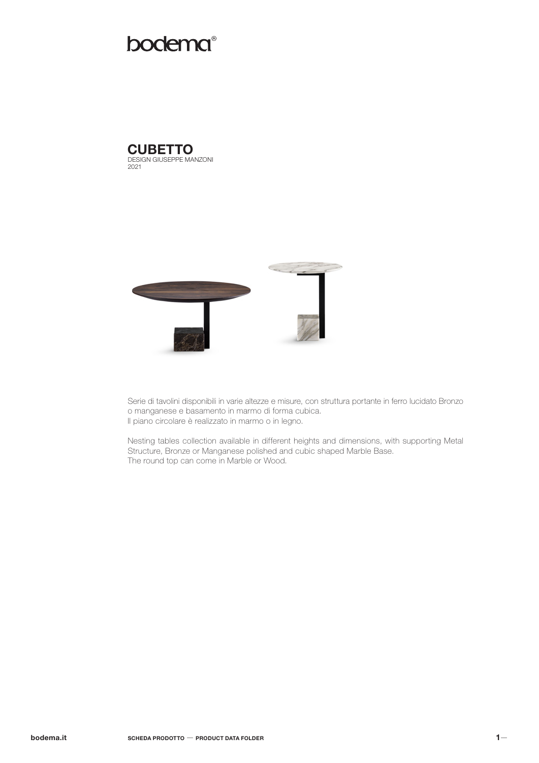bodema®

# CUBETTO

DESIGN GIUSEPPE MANZONI
2021

Serie di tavolini disponibili in varie altezze e misure, con struttura portante in ferro lucidato Bronzo o manganese e basamento in marmo di forma cubica.
Il piano circolare è realizzato in marmo o in legno.

Nesting tables collection available in different heights and dimensions, with supporting Metal Structure, Bronze or Manganese polished and cubic shaped Marble Base.
The round top can come in Marble or Wood.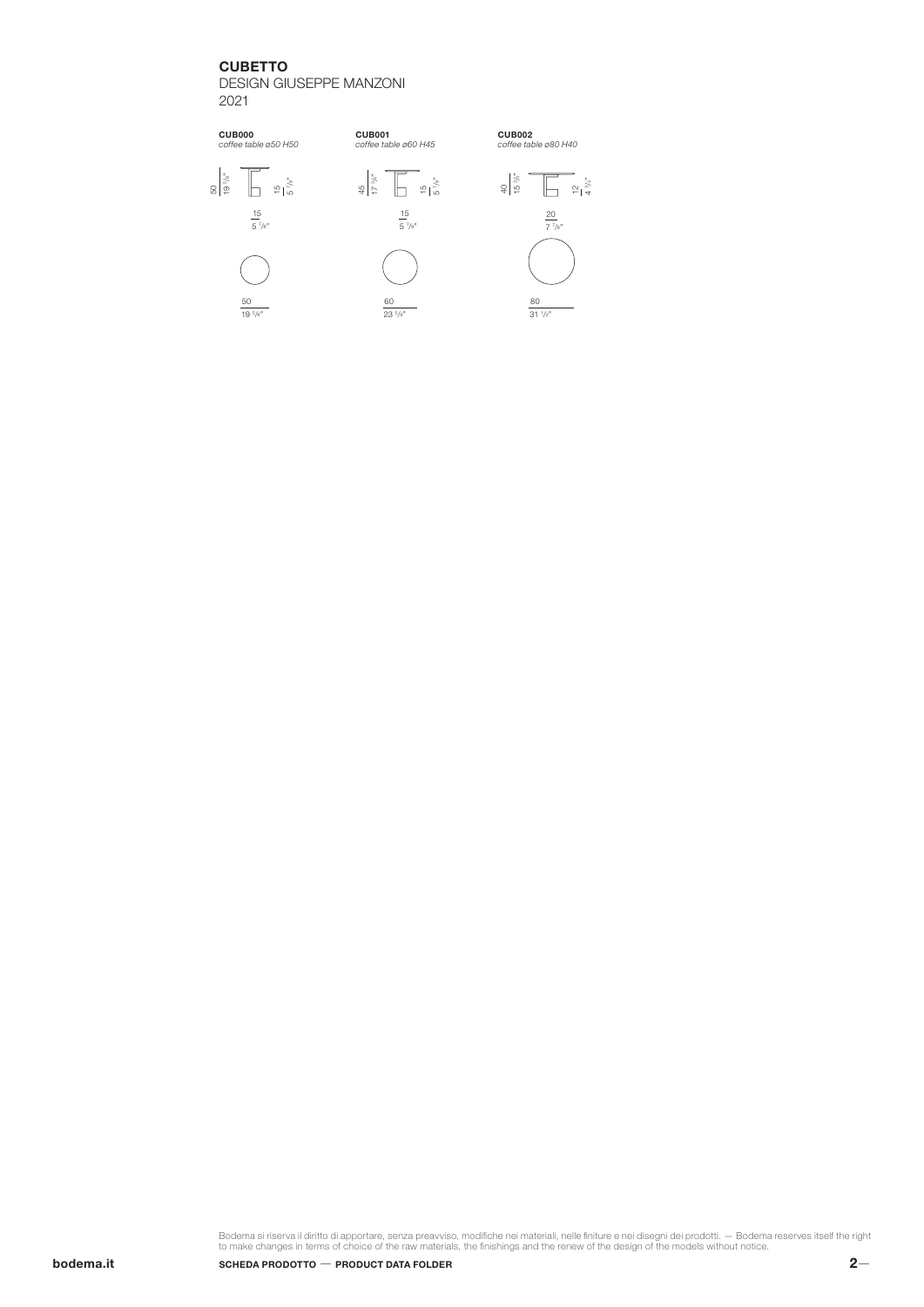# CUBETTO

DESIGN GIUSEPPE MANZONI

2021

**CUB000**
*coffee table ø50 H50*

50 | 19 5/8"
15 | 5 7/8"
15 | 5 7/8"
50 | 19 5/8"

**CUB001**
*coffee table ø60 H45*

45 | 17 3/4"
15 | 5 7/8"
15 | 5 7/8"
60 | 23 5/8"

**CUB002**
*coffee table ø80 H40*

40 | 15 3/4"
12 | 4 3/4"
20 | 7 7/8"
80 | 31 1/2"

Bodema si riserva il diritto di apportare, senza preavviso, modifiche nei materiali, nelle finiture e nei disegni dei prodotti. — Bodema reserves itself the right to make changes in terms of choice of the raw materials, the finishings and the renew of the design of the models without notice.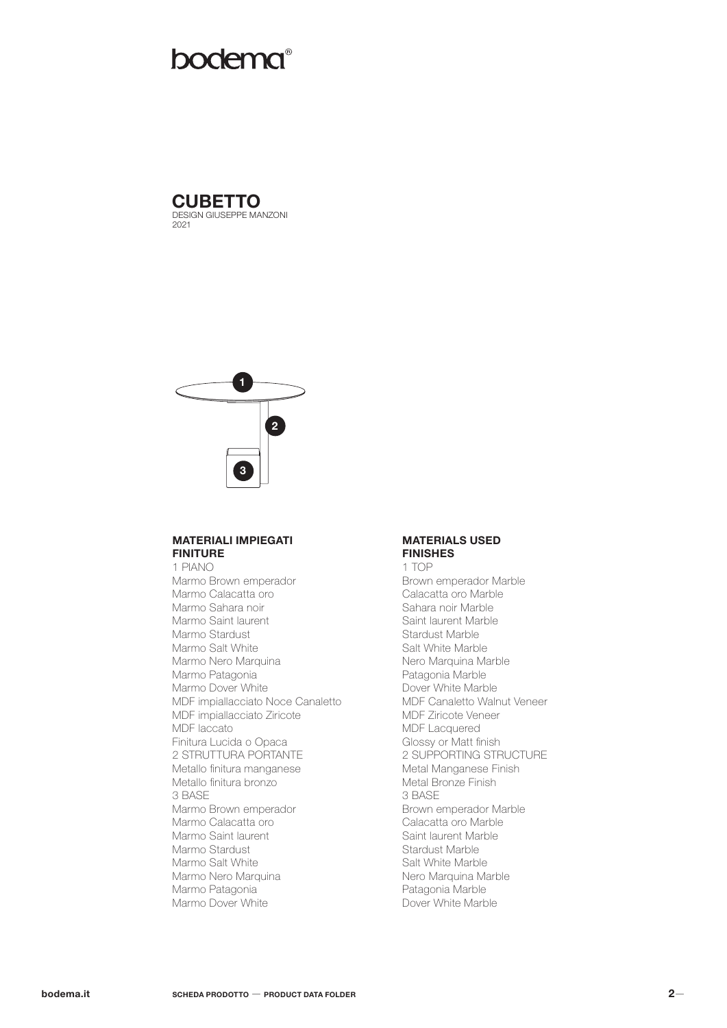bodema®

# CUBETTO

DESIGN GIUSEPPE MANZONI
2021

1
2
3

## MATERIALI IMPIEGATI FINITURE

1 PIANO
Marmo Brown emperador
Marmo Calacatta oro
Marmo Sahara noir
Marmo Saint laurent
Marmo Stardust
Marmo Salt White
Marmo Nero Marquina
Marmo Patagonia
Marmo Dover White
MDF impiallacciato Noce Canaletto
MDF impiallacciato Ziricote
MDF laccato
Finitura Lucida o Opaca
2 STRUTTURA PORTANTE
Metallo finitura manganese
Metallo finitura bronzo
3 BASE
Marmo Brown emperador
Marmo Calacatta oro
Marmo Saint laurent
Marmo Stardust
Marmo Salt White
Marmo Nero Marquina
Marmo Patagonia
Marmo Dover White

## MATERIALS USED FINISHES

1 TOP
Brown emperador Marble
Calacatta oro Marble
Sahara noir Marble
Saint laurent Marble
Stardust Marble
Salt White Marble
Nero Marquina Marble
Patagonia Marble
Dover White Marble
MDF Canaletto Walnut Veneer
MDF Ziricote Veneer
MDF Lacquered
Glossy or Matt finish
2 SUPPORTING STRUCTURE
Metal Manganese Finish
Metal Bronze Finish
3 BASE
Brown emperador Marble
Calacatta oro Marble
Saint laurent Marble
Stardust Marble
Salt White Marble
Nero Marquina Marble
Patagonia Marble
Dover White Marble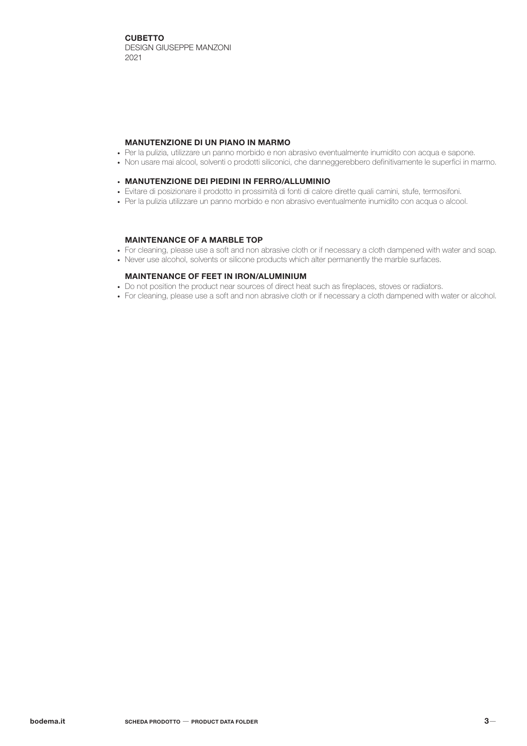**CUBETTO**
DESIGN GIUSEPPE MANZONI
2021

### MANUTENZIONE DI UN PIANO IN MARMO

- Per la pulizia, utilizzare un panno morbido e non abrasivo eventualmente inumidito con acqua e sapone.
- Non usare mai alcool, solventi o prodotti siliconici, che danneggerebbero definitivamente le superfici in marmo.

### MANUTENZIONE DEI PIEDINI IN FERRO/ALLUMINIO

- Evitare di posizionare il prodotto in prossimità di fonti di calore dirette quali camini, stufe, termosifoni.
- Per la pulizia utilizzare un panno morbido e non abrasivo eventualmente inumidito con acqua o alcool.

### MAINTENANCE OF A MARBLE TOP

- For cleaning, please use a soft and non abrasive cloth or if necessary a cloth dampened with water and soap.
- Never use alcohol, solvents or silicone products which alter permanently the marble surfaces.

### MAINTENANCE OF FEET IN IRON/ALUMINIUM

- Do not position the product near sources of direct heat such as fireplaces, stoves or radiators.
- For cleaning, please use a soft and non abrasive cloth or if necessary a cloth dampened with water or alcohol.